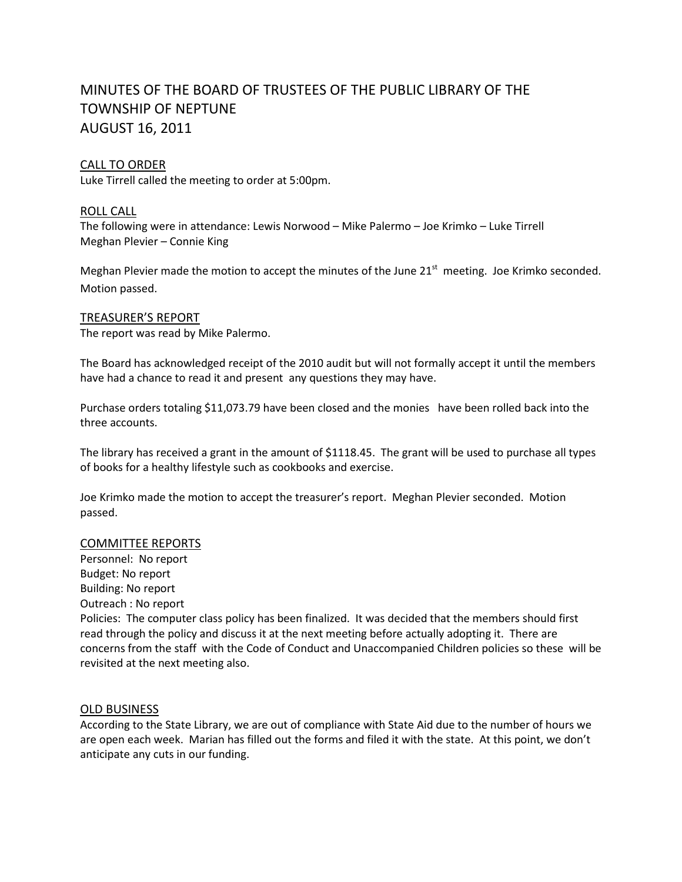# MINUTES OF THE BOARD OF TRUSTEES OF THE PUBLIC LIBRARY OF THE TOWNSHIP OF NEPTUNE
# AUGUST 16, 2011

## CALL TO ORDER

Luke Tirrell called the meeting to order at 5:00pm.

## ROLL CALL

The following were in attendance: Lewis Norwood – Mike Palermo – Joe Krimko – Luke Tirrell
Meghan Plevier – Connie King

Meghan Plevier made the motion to accept the minutes of the June 21st meeting. Joe Krimko seconded. Motion passed.

## TREASURER'S REPORT

The report was read by Mike Palermo.

The Board has acknowledged receipt of the 2010 audit but will not formally accept it until the members have had a chance to read it and present any questions they may have.

Purchase orders totaling $11,073.79 have been closed and the monies have been rolled back into the three accounts.

The library has received a grant in the amount of $1118.45. The grant will be used to purchase all types of books for a healthy lifestyle such as cookbooks and exercise.

Joe Krimko made the motion to accept the treasurer's report. Meghan Plevier seconded. Motion passed.

## COMMITTEE REPORTS

Personnel: No report
Budget: No report
Building: No report
Outreach : No report
Policies: The computer class policy has been finalized. It was decided that the members should first read through the policy and discuss it at the next meeting before actually adopting it. There are concerns from the staff with the Code of Conduct and Unaccompanied Children policies so these will be revisited at the next meeting also.

## OLD BUSINESS

According to the State Library, we are out of compliance with State Aid due to the number of hours we are open each week. Marian has filled out the forms and filed it with the state. At this point, we don't anticipate any cuts in our funding.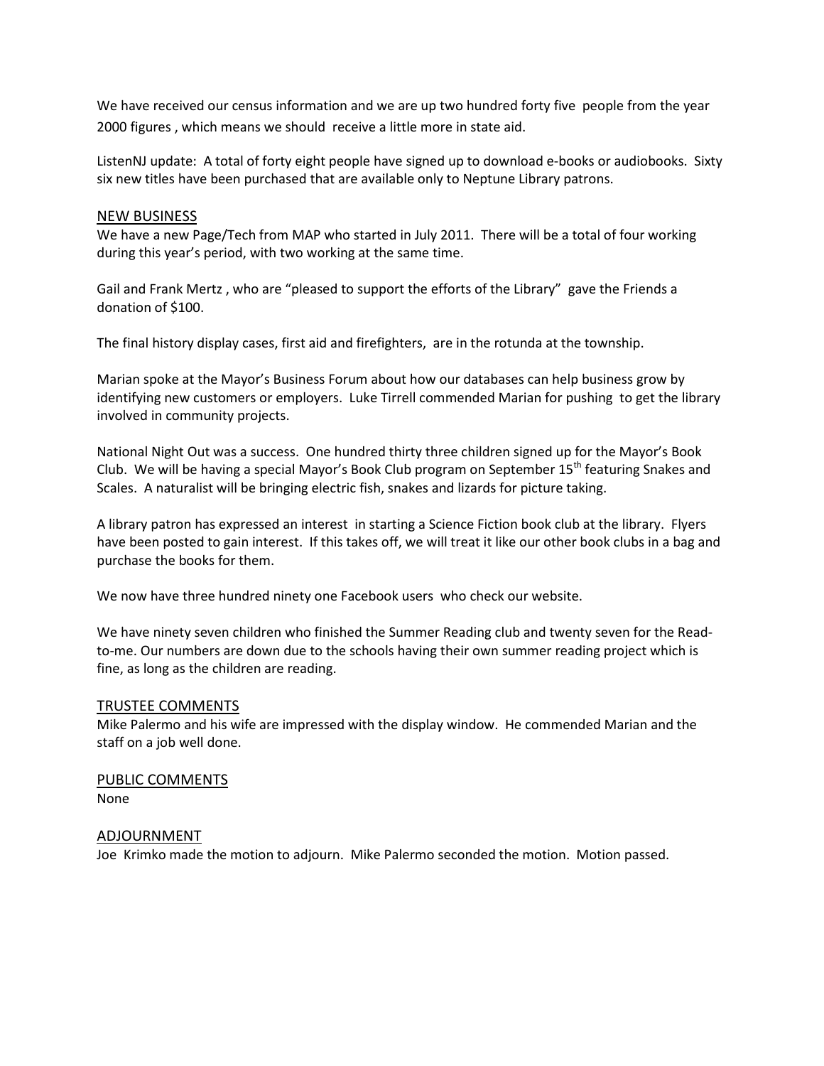We have received our census information and we are up two hundred forty five people from the year 2000 figures , which means we should receive a little more in state aid.

ListenNJ update: A total of forty eight people have signed up to download e-books or audiobooks. Sixty six new titles have been purchased that are available only to Neptune Library patrons.

## NEW BUSINESS

We have a new Page/Tech from MAP who started in July 2011. There will be a total of four working during this year's period, with two working at the same time.

Gail and Frank Mertz , who are "pleased to support the efforts of the Library" gave the Friends a donation of $100.

The final history display cases, first aid and firefighters, are in the rotunda at the township.

Marian spoke at the Mayor's Business Forum about how our databases can help business grow by identifying new customers or employers. Luke Tirrell commended Marian for pushing to get the library involved in community projects.

National Night Out was a success. One hundred thirty three children signed up for the Mayor's Book Club. We will be having a special Mayor's Book Club program on September 15th featuring Snakes and Scales. A naturalist will be bringing electric fish, snakes and lizards for picture taking.

A library patron has expressed an interest in starting a Science Fiction book club at the library. Flyers have been posted to gain interest. If this takes off, we will treat it like our other book clubs in a bag and purchase the books for them.

We now have three hundred ninety one Facebook users who check our website.

We have ninety seven children who finished the Summer Reading club and twenty seven for the Read-to-me. Our numbers are down due to the schools having their own summer reading project which is fine, as long as the children are reading.

## TRUSTEE COMMENTS

Mike Palermo and his wife are impressed with the display window. He commended Marian and the staff on a job well done.

## PUBLIC COMMENTS

None

## ADJOURNMENT

Joe Krimko made the motion to adjourn. Mike Palermo seconded the motion. Motion passed.